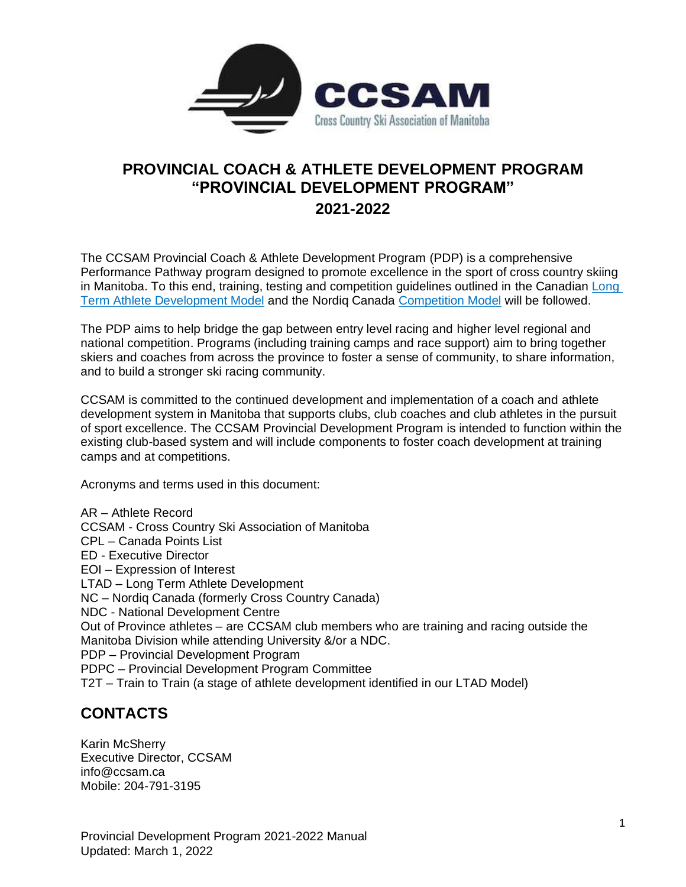CCSAM
Cross Country Ski Association of Manitoba

# PROVINCIAL COACH & ATHLETE DEVELOPMENT PROGRAM "PROVINCIAL DEVELOPMENT PROGRAM" 2021-2022

The CCSAM Provincial Coach & Athlete Development Program (PDP) is a comprehensive Performance Pathway program designed to promote excellence in the sport of cross country skiing in Manitoba. To this end, training, testing and competition guidelines outlined in the Canadian Long Term Athlete Development Model and the Nordiq Canada Competition Model will be followed.

The PDP aims to help bridge the gap between entry level racing and higher level regional and national competition. Programs (including training camps and race support) aim to bring together skiers and coaches from across the province to foster a sense of community, to share information, and to build a stronger ski racing community.

CCSAM is committed to the continued development and implementation of a coach and athlete development system in Manitoba that supports clubs, club coaches and club athletes in the pursuit of sport excellence. The CCSAM Provincial Development Program is intended to function within the existing club-based system and will include components to foster coach development at training camps and at competitions.

Acronyms and terms used in this document:

AR – Athlete Record
CCSAM - Cross Country Ski Association of Manitoba
CPL – Canada Points List
ED - Executive Director
EOI – Expression of Interest
LTAD – Long Term Athlete Development
NC – Nordiq Canada (formerly Cross Country Canada)
NDC - National Development Centre
Out of Province athletes – are CCSAM club members who are training and racing outside the Manitoba Division while attending University &/or a NDC.
PDP – Provincial Development Program
PDPC – Provincial Development Program Committee
T2T – Train to Train (a stage of athlete development identified in our LTAD Model)

## CONTACTS

Karin McSherry
Executive Director, CCSAM
info@ccsam.ca
Mobile: 204-791-3195

Provincial Development Program 2021-2022 Manual
Updated: March 1, 2022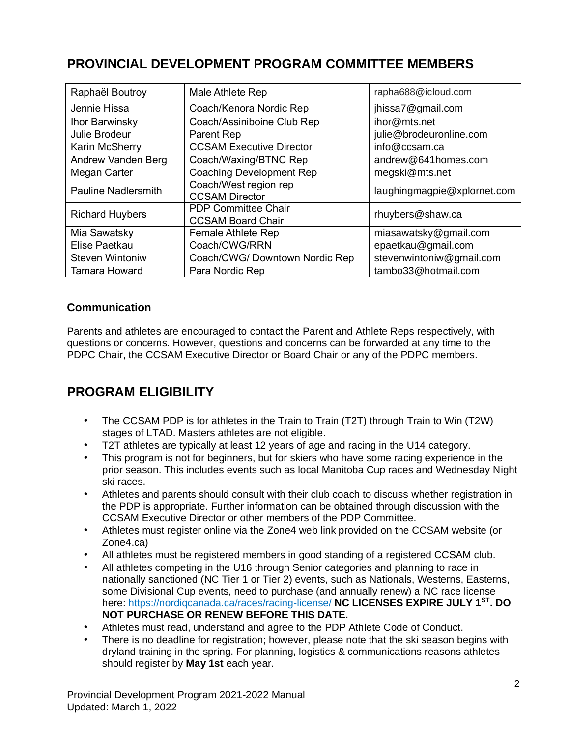## PROVINCIAL DEVELOPMENT PROGRAM COMMITTEE MEMBERS

| Name | Role | Email |
|---|---|---|
| Raphaël Boutroy | Male Athlete Rep | rapha688@icloud.com |
| Jennie Hissa | Coach/Kenora Nordic Rep | jhissa7@gmail.com |
| Ihor Barwinsky | Coach/Assiniboine Club Rep | ihor@mts.net |
| Julie Brodeur | Parent Rep | julie@brodeuronline.com |
| Karin McSherry | CCSAM Executive Director | info@ccsam.ca |
| Andrew Vanden Berg | Coach/Waxing/BTNC Rep | andrew@641homes.com |
| Megan Carter | Coaching Development Rep | megski@mts.net |
| Pauline Nadlersmith | Coach/West region rep<br>CCSAM Director | laughingmagpie@xplornet.com |
| Richard Huybers | PDP Committee Chair<br>CCSAM Board Chair | rhuybers@shaw.ca |
| Mia Sawatsky | Female Athlete Rep | miasawatsky@gmail.com |
| Elise Paetkau | Coach/CWG/RRN | epaetkau@gmail.com |
| Steven Wintoniw | Coach/CWG/ Downtown Nordic Rep | stevenwintoniw@gmail.com |
| Tamara Howard | Para Nordic Rep | tambo33@hotmail.com |

### Communication

Parents and athletes are encouraged to contact the Parent and Athlete Reps respectively, with questions or concerns. However, questions and concerns can be forwarded at any time to the PDPC Chair, the CCSAM Executive Director or Board Chair or any of the PDPC members.

## PROGRAM ELIGIBILITY

- The CCSAM PDP is for athletes in the Train to Train (T2T) through Train to Win (T2W) stages of LTAD. Masters athletes are not eligible.
- T2T athletes are typically at least 12 years of age and racing in the U14 category.
- This program is not for beginners, but for skiers who have some racing experience in the prior season. This includes events such as local Manitoba Cup races and Wednesday Night ski races.
- Athletes and parents should consult with their club coach to discuss whether registration in the PDP is appropriate. Further information can be obtained through discussion with the CCSAM Executive Director or other members of the PDP Committee.
- Athletes must register online via the Zone4 web link provided on the CCSAM website (or Zone4.ca)
- All athletes must be registered members in good standing of a registered CCSAM club.
- All athletes competing in the U16 through Senior categories and planning to race in nationally sanctioned (NC Tier 1 or Tier 2) events, such as Nationals, Westerns, Easterns, some Divisional Cup events, need to purchase (and annually renew) a NC race license here: https://nordiqcanada.ca/races/racing-license/ **NC LICENSES EXPIRE JULY 1ST. DO NOT PURCHASE OR RENEW BEFORE THIS DATE.**
- Athletes must read, understand and agree to the PDP Athlete Code of Conduct.
- There is no deadline for registration; however, please note that the ski season begins with dryland training in the spring. For planning, logistics & communications reasons athletes should register by **May 1st** each year.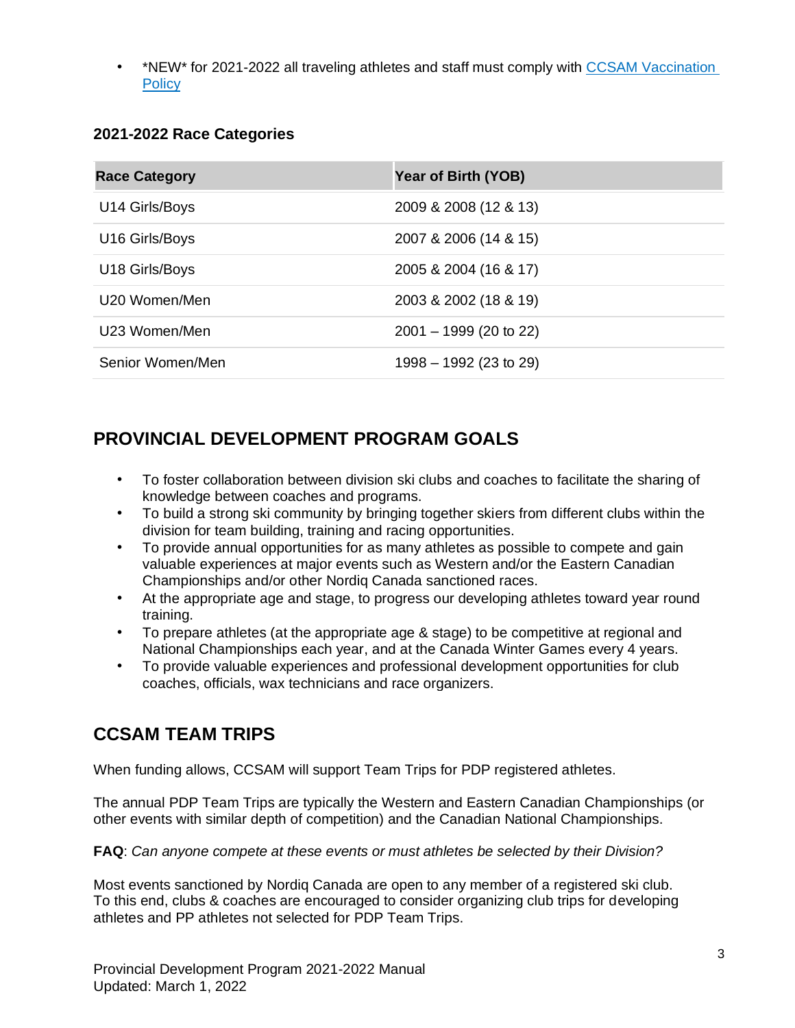- *NEW* for 2021-2022 all traveling athletes and staff must comply with [CCSAM Vaccination Policy](#)

### 2021-2022 Race Categories

| Race Category | Year of Birth (YOB) |
|---|---|
| U14 Girls/Boys | 2009 & 2008 (12 & 13) |
| U16 Girls/Boys | 2007 & 2006 (14 & 15) |
| U18 Girls/Boys | 2005 & 2004 (16 & 17) |
| U20 Women/Men | 2003 & 2002 (18 & 19) |
| U23 Women/Men | 2001 – 1999 (20 to 22) |
| Senior Women/Men | 1998 – 1992 (23 to 29) |

## PROVINCIAL DEVELOPMENT PROGRAM GOALS

- To foster collaboration between division ski clubs and coaches to facilitate the sharing of knowledge between coaches and programs.
- To build a strong ski community by bringing together skiers from different clubs within the division for team building, training and racing opportunities.
- To provide annual opportunities for as many athletes as possible to compete and gain valuable experiences at major events such as Western and/or the Eastern Canadian Championships and/or other Nordiq Canada sanctioned races.
- At the appropriate age and stage, to progress our developing athletes toward year round training.
- To prepare athletes (at the appropriate age & stage) to be competitive at regional and National Championships each year, and at the Canada Winter Games every 4 years.
- To provide valuable experiences and professional development opportunities for club coaches, officials, wax technicians and race organizers.

## CCSAM TEAM TRIPS

When funding allows, CCSAM will support Team Trips for PDP registered athletes.

The annual PDP Team Trips are typically the Western and Eastern Canadian Championships (or other events with similar depth of competition) and the Canadian National Championships.

**FAQ**: *Can anyone compete at these events or must athletes be selected by their Division?*

Most events sanctioned by Nordiq Canada are open to any member of a registered ski club. To this end, clubs & coaches are encouraged to consider organizing club trips for developing athletes and PP athletes not selected for PDP Team Trips.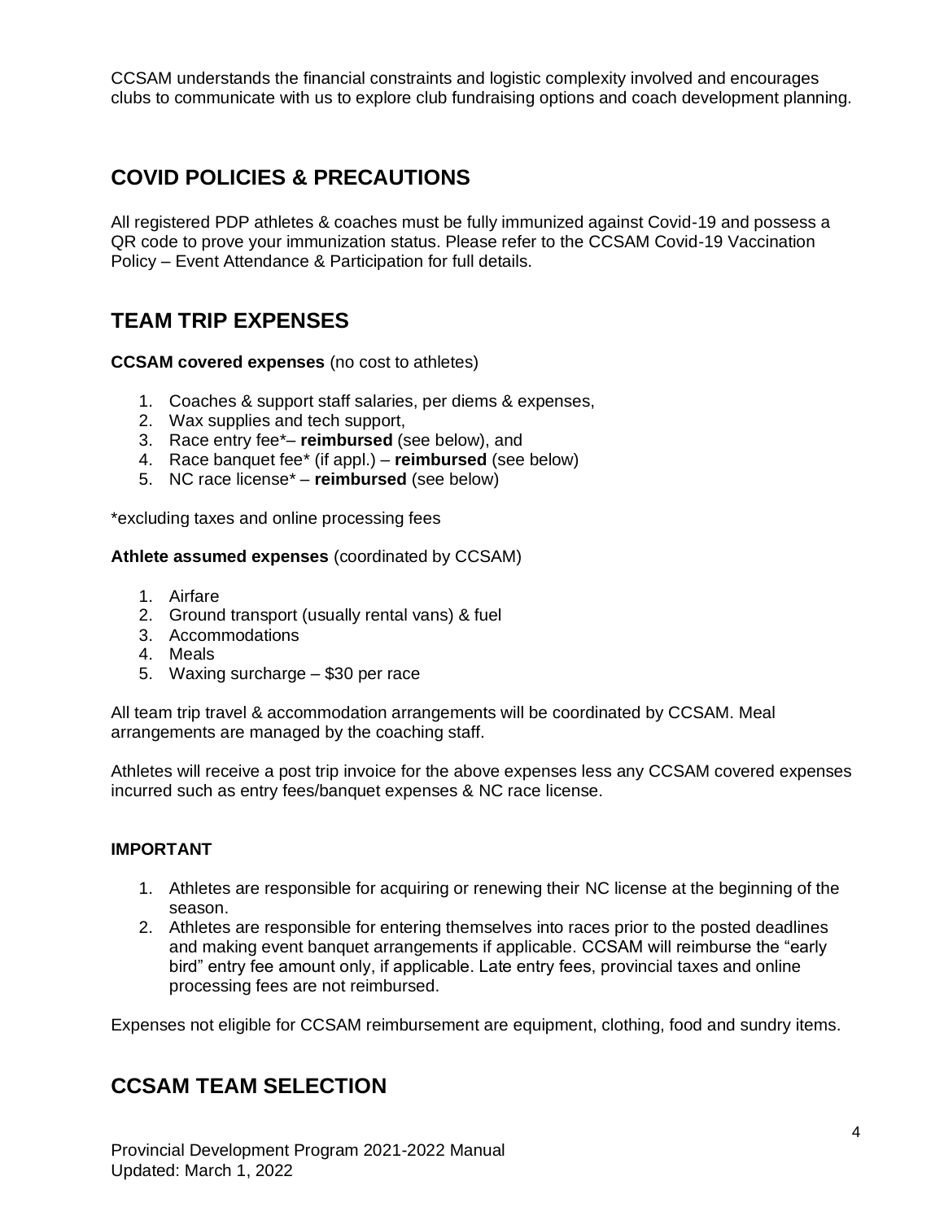CCSAM understands the financial constraints and logistic complexity involved and encourages clubs to communicate with us to explore club fundraising options and coach development planning.

## COVID POLICIES & PRECAUTIONS

All registered PDP athletes & coaches must be fully immunized against Covid-19 and possess a QR code to prove your immunization status. Please refer to the CCSAM Covid-19 Vaccination Policy – Event Attendance & Participation for full details.

## TEAM TRIP EXPENSES

**CCSAM covered expenses** (no cost to athletes)

1. Coaches & support staff salaries, per diems & expenses,
2. Wax supplies and tech support,
3. Race entry fee*– **reimbursed** (see below), and
4. Race banquet fee* (if appl.) – **reimbursed** (see below)
5. NC race license* – **reimbursed** (see below)

*excluding taxes and online processing fees

**Athlete assumed expenses** (coordinated by CCSAM)

1. Airfare
2. Ground transport (usually rental vans) & fuel
3. Accommodations
4. Meals
5. Waxing surcharge – $30 per race

All team trip travel & accommodation arrangements will be coordinated by CCSAM. Meal arrangements are managed by the coaching staff.

Athletes will receive a post trip invoice for the above expenses less any CCSAM covered expenses incurred such as entry fees/banquet expenses & NC race license.

**IMPORTANT**

1. Athletes are responsible for acquiring or renewing their NC license at the beginning of the season.
2. Athletes are responsible for entering themselves into races prior to the posted deadlines and making event banquet arrangements if applicable. CCSAM will reimburse the "early bird" entry fee amount only, if applicable. Late entry fees, provincial taxes and online processing fees are not reimbursed.

Expenses not eligible for CCSAM reimbursement are equipment, clothing, food and sundry items.

## CCSAM TEAM SELECTION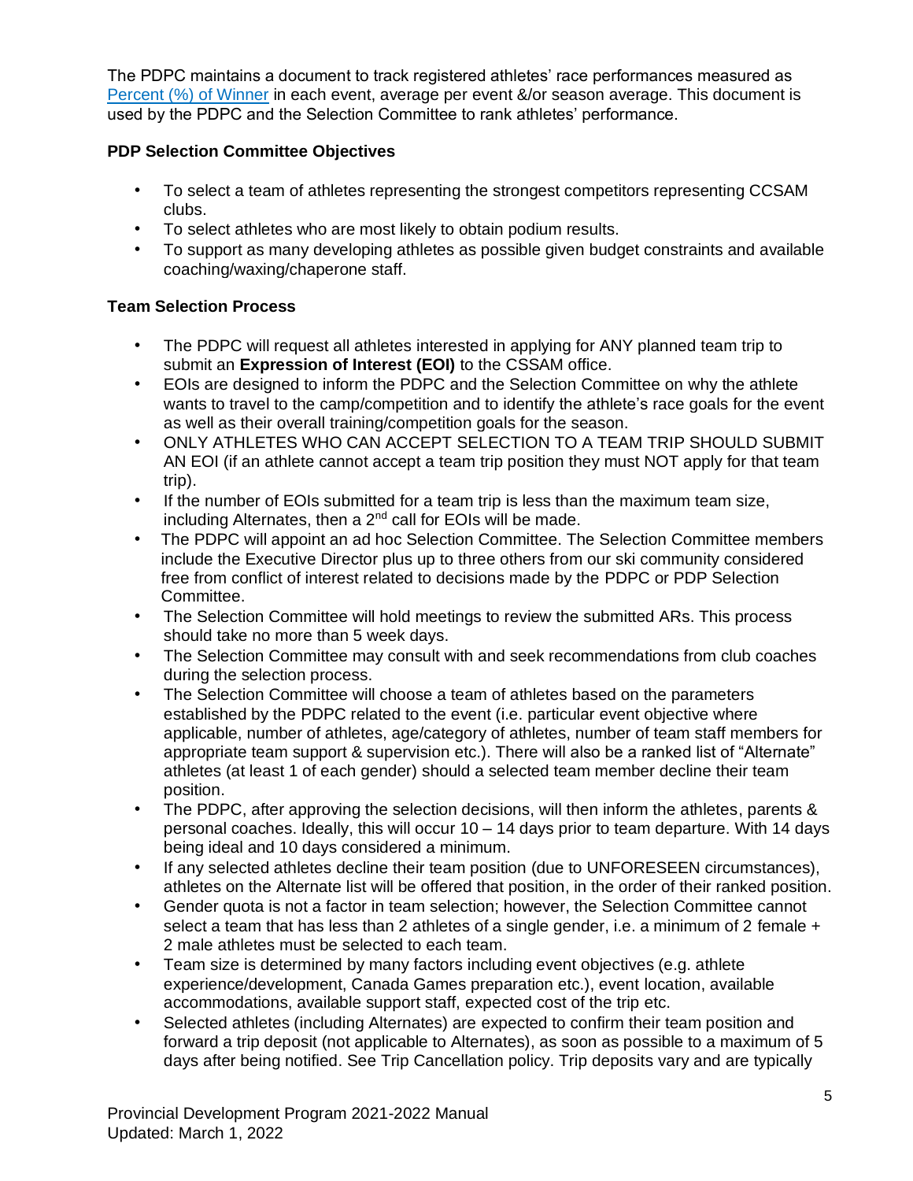The PDPC maintains a document to track registered athletes' race performances measured as [Percent (%) of Winner] in each event, average per event &/or season average. This document is used by the PDPC and the Selection Committee to rank athletes' performance.

**PDP Selection Committee Objectives**

- To select a team of athletes representing the strongest competitors representing CCSAM clubs.
- To select athletes who are most likely to obtain podium results.
- To support as many developing athletes as possible given budget constraints and available coaching/waxing/chaperone staff.

**Team Selection Process**

- The PDPC will request all athletes interested in applying for ANY planned team trip to submit an **Expression of Interest (EOI)** to the CSSAM office.
- EOIs are designed to inform the PDPC and the Selection Committee on why the athlete wants to travel to the camp/competition and to identify the athlete's race goals for the event as well as their overall training/competition goals for the season.
- ONLY ATHLETES WHO CAN ACCEPT SELECTION TO A TEAM TRIP SHOULD SUBMIT AN EOI (if an athlete cannot accept a team trip position they must NOT apply for that team trip).
- If the number of EOIs submitted for a team trip is less than the maximum team size, including Alternates, then a 2nd call for EOIs will be made.
- The PDPC will appoint an ad hoc Selection Committee. The Selection Committee members include the Executive Director plus up to three others from our ski community considered free from conflict of interest related to decisions made by the PDPC or PDP Selection Committee.
- The Selection Committee will hold meetings to review the submitted ARs. This process should take no more than 5 week days.
- The Selection Committee may consult with and seek recommendations from club coaches during the selection process.
- The Selection Committee will choose a team of athletes based on the parameters established by the PDPC related to the event (i.e. particular event objective where applicable, number of athletes, age/category of athletes, number of team staff members for appropriate team support & supervision etc.). There will also be a ranked list of "Alternate" athletes (at least 1 of each gender) should a selected team member decline their team position.
- The PDPC, after approving the selection decisions, will then inform the athletes, parents & personal coaches. Ideally, this will occur 10 – 14 days prior to team departure. With 14 days being ideal and 10 days considered a minimum.
- If any selected athletes decline their team position (due to UNFORESEEN circumstances), athletes on the Alternate list will be offered that position, in the order of their ranked position.
- Gender quota is not a factor in team selection; however, the Selection Committee cannot select a team that has less than 2 athletes of a single gender, i.e. a minimum of 2 female + 2 male athletes must be selected to each team.
- Team size is determined by many factors including event objectives (e.g. athlete experience/development, Canada Games preparation etc.), event location, available accommodations, available support staff, expected cost of the trip etc.
- Selected athletes (including Alternates) are expected to confirm their team position and forward a trip deposit (not applicable to Alternates), as soon as possible to a maximum of 5 days after being notified. See Trip Cancellation policy. Trip deposits vary and are typically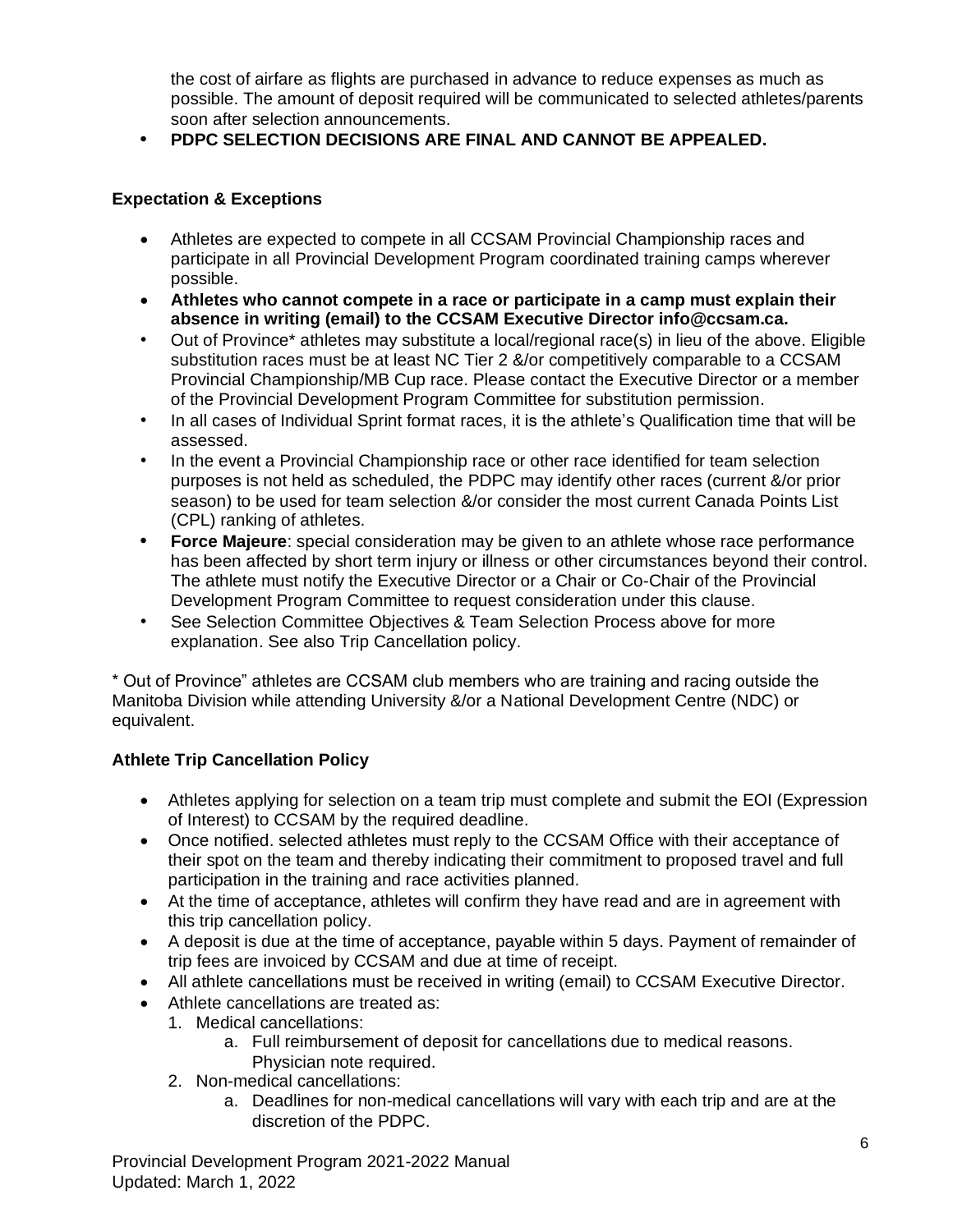the cost of airfare as flights are purchased in advance to reduce expenses as much as possible. The amount of deposit required will be communicated to selected athletes/parents soon after selection announcements.

- **PDPC SELECTION DECISIONS ARE FINAL AND CANNOT BE APPEALED.**

**Expectation & Exceptions**

- Athletes are expected to compete in all CCSAM Provincial Championship races and participate in all Provincial Development Program coordinated training camps wherever possible.
- **Athletes who cannot compete in a race or participate in a camp must explain their absence in writing (email) to the CCSAM Executive Director info@ccsam.ca.**
- Out of Province* athletes may substitute a local/regional race(s) in lieu of the above. Eligible substitution races must be at least NC Tier 2 &/or competitively comparable to a CCSAM Provincial Championship/MB Cup race. Please contact the Executive Director or a member of the Provincial Development Program Committee for substitution permission.
- In all cases of Individual Sprint format races, it is the athlete's Qualification time that will be assessed.
- In the event a Provincial Championship race or other race identified for team selection purposes is not held as scheduled, the PDPC may identify other races (current &/or prior season) to be used for team selection &/or consider the most current Canada Points List (CPL) ranking of athletes.
- **Force Majeure**: special consideration may be given to an athlete whose race performance has been affected by short term injury or illness or other circumstances beyond their control. The athlete must notify the Executive Director or a Chair or Co-Chair of the Provincial Development Program Committee to request consideration under this clause.
- See Selection Committee Objectives & Team Selection Process above for more explanation. See also Trip Cancellation policy.

* Out of Province" athletes are CCSAM club members who are training and racing outside the Manitoba Division while attending University &/or a National Development Centre (NDC) or equivalent.

**Athlete Trip Cancellation Policy**

- Athletes applying for selection on a team trip must complete and submit the EOI (Expression of Interest) to CCSAM by the required deadline.
- Once notified. selected athletes must reply to the CCSAM Office with their acceptance of their spot on the team and thereby indicating their commitment to proposed travel and full participation in the training and race activities planned.
- At the time of acceptance, athletes will confirm they have read and are in agreement with this trip cancellation policy.
- A deposit is due at the time of acceptance, payable within 5 days. Payment of remainder of trip fees are invoiced by CCSAM and due at time of receipt.
- All athlete cancellations must be received in writing (email) to CCSAM Executive Director.
- Athlete cancellations are treated as:
  1. Medical cancellations:
     a. Full reimbursement of deposit for cancellations due to medical reasons. Physician note required.
  2. Non-medical cancellations:
     a. Deadlines for non-medical cancellations will vary with each trip and are at the discretion of the PDPC.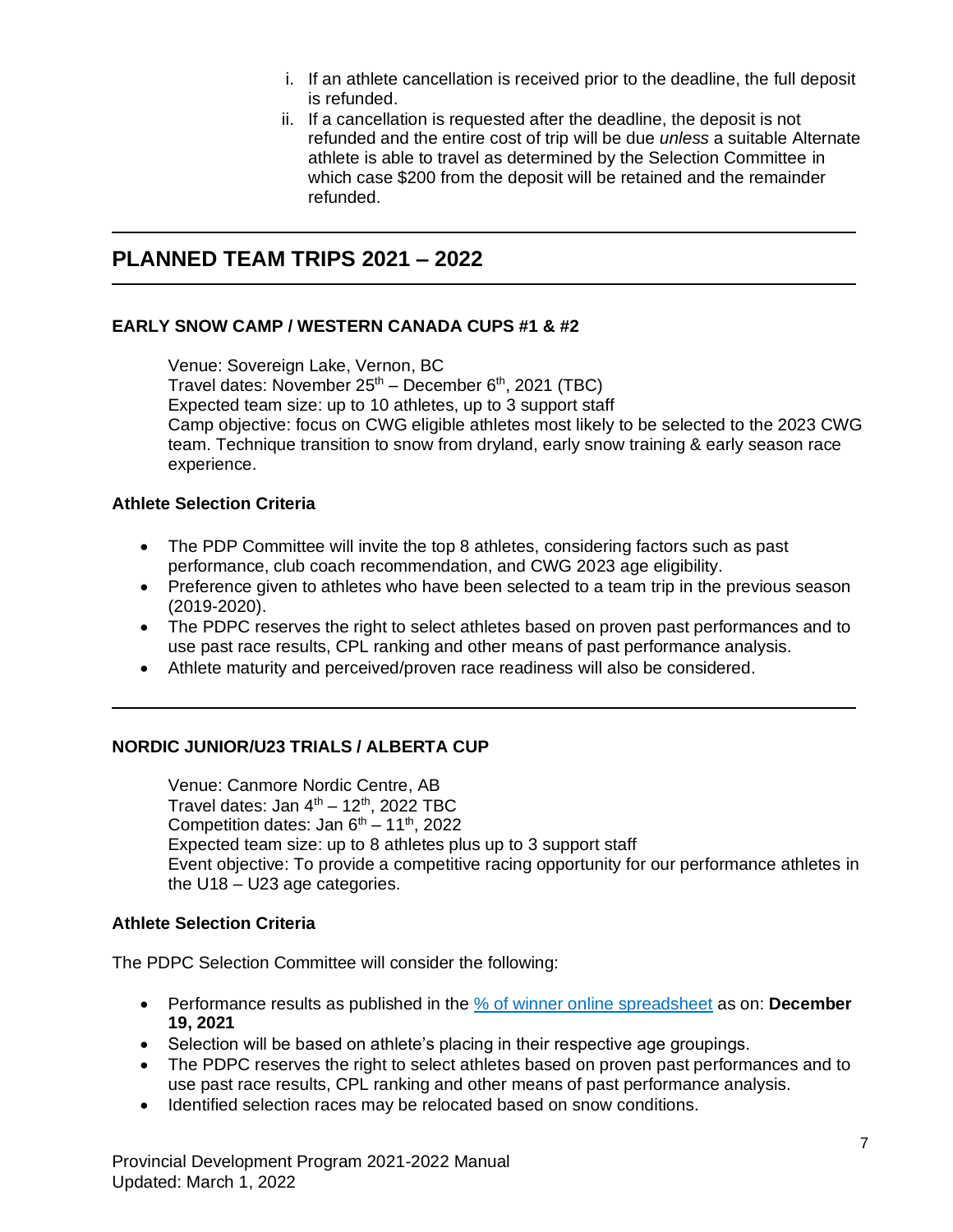i. If an athlete cancellation is received prior to the deadline, the full deposit is refunded.
ii. If a cancellation is requested after the deadline, the deposit is not refunded and the entire cost of trip will be due *unless* a suitable Alternate athlete is able to travel as determined by the Selection Committee in which case $200 from the deposit will be retained and the remainder refunded.

---

## PLANNED TEAM TRIPS 2021 – 2022

---

### EARLY SNOW CAMP / WESTERN CANADA CUPS #1 & #2

Venue: Sovereign Lake, Vernon, BC
Travel dates: November 25th – December 6th, 2021 (TBC)
Expected team size: up to 10 athletes, up to 3 support staff
Camp objective: focus on CWG eligible athletes most likely to be selected to the 2023 CWG team. Technique transition to snow from dryland, early snow training & early season race experience.

**Athlete Selection Criteria**

- The PDP Committee will invite the top 8 athletes, considering factors such as past performance, club coach recommendation, and CWG 2023 age eligibility.
- Preference given to athletes who have been selected to a team trip in the previous season (2019-2020).
- The PDPC reserves the right to select athletes based on proven past performances and to use past race results, CPL ranking and other means of past performance analysis.
- Athlete maturity and perceived/proven race readiness will also be considered.

---

### NORDIC JUNIOR/U23 TRIALS / ALBERTA CUP

Venue: Canmore Nordic Centre, AB
Travel dates: Jan 4th – 12th, 2022 TBC
Competition dates: Jan 6th – 11th, 2022
Expected team size: up to 8 athletes plus up to 3 support staff
Event objective: To provide a competitive racing opportunity for our performance athletes in the U18 – U23 age categories.

**Athlete Selection Criteria**

The PDPC Selection Committee will consider the following:

- Performance results as published in the % of winner online spreadsheet as on: **December 19, 2021**
- Selection will be based on athlete's placing in their respective age groupings.
- The PDPC reserves the right to select athletes based on proven past performances and to use past race results, CPL ranking and other means of past performance analysis.
- Identified selection races may be relocated based on snow conditions.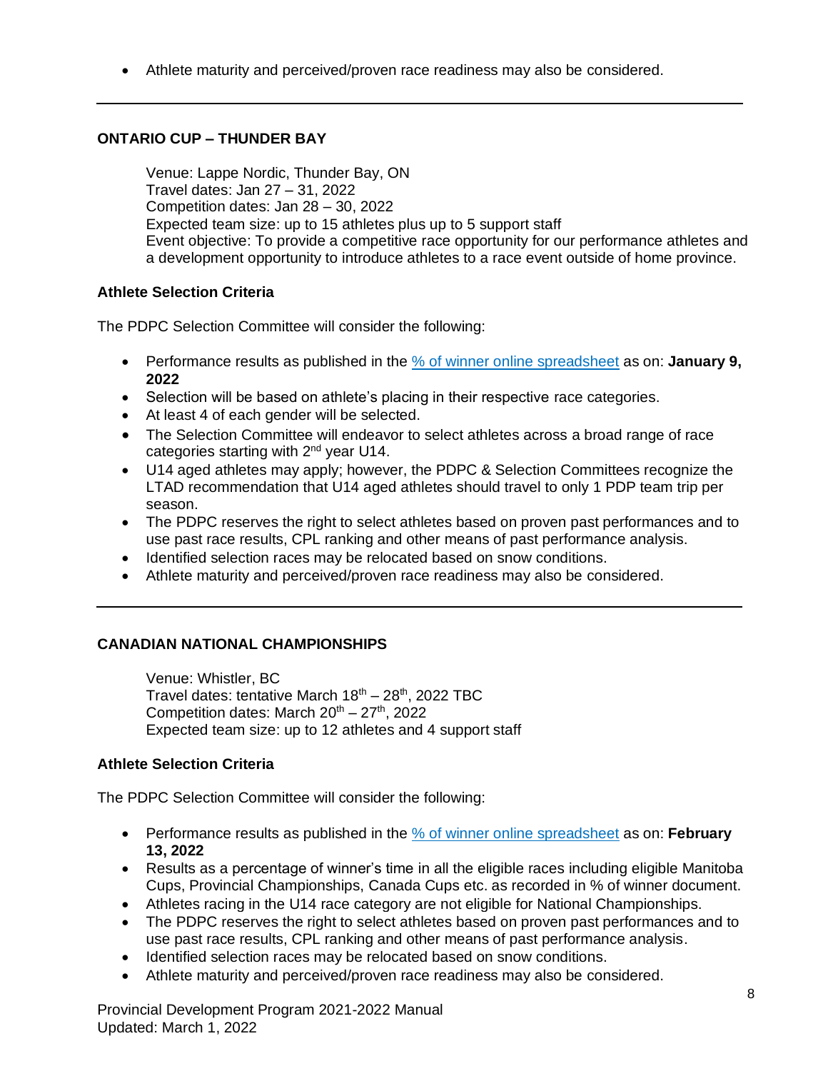- Athlete maturity and perceived/proven race readiness may also be considered.

---

### ONTARIO CUP – THUNDER BAY

Venue: Lappe Nordic, Thunder Bay, ON
Travel dates: Jan 27 – 31, 2022
Competition dates: Jan 28 – 30, 2022
Expected team size: up to 15 athletes plus up to 5 support staff
Event objective: To provide a competitive race opportunity for our performance athletes and a development opportunity to introduce athletes to a race event outside of home province.

#### Athlete Selection Criteria

The PDPC Selection Committee will consider the following:

- Performance results as published in the [% of winner online spreadsheet]() as on: **January 9, 2022**
- Selection will be based on athlete's placing in their respective race categories.
- At least 4 of each gender will be selected.
- The Selection Committee will endeavor to select athletes across a broad range of race categories starting with 2nd year U14.
- U14 aged athletes may apply; however, the PDPC & Selection Committees recognize the LTAD recommendation that U14 aged athletes should travel to only 1 PDP team trip per season.
- The PDPC reserves the right to select athletes based on proven past performances and to use past race results, CPL ranking and other means of past performance analysis.
- Identified selection races may be relocated based on snow conditions.
- Athlete maturity and perceived/proven race readiness may also be considered.

---

### CANADIAN NATIONAL CHAMPIONSHIPS

Venue: Whistler, BC
Travel dates: tentative March 18th – 28th, 2022 TBC
Competition dates: March 20th – 27th, 2022
Expected team size: up to 12 athletes and 4 support staff

#### Athlete Selection Criteria

The PDPC Selection Committee will consider the following:

- Performance results as published in the [% of winner online spreadsheet]() as on: **February 13, 2022**
- Results as a percentage of winner's time in all the eligible races including eligible Manitoba Cups, Provincial Championships, Canada Cups etc. as recorded in % of winner document.
- Athletes racing in the U14 race category are not eligible for National Championships.
- The PDPC reserves the right to select athletes based on proven past performances and to use past race results, CPL ranking and other means of past performance analysis.
- Identified selection races may be relocated based on snow conditions.
- Athlete maturity and perceived/proven race readiness may also be considered.

Provincial Development Program 2021-2022 Manual
Updated: March 1, 2022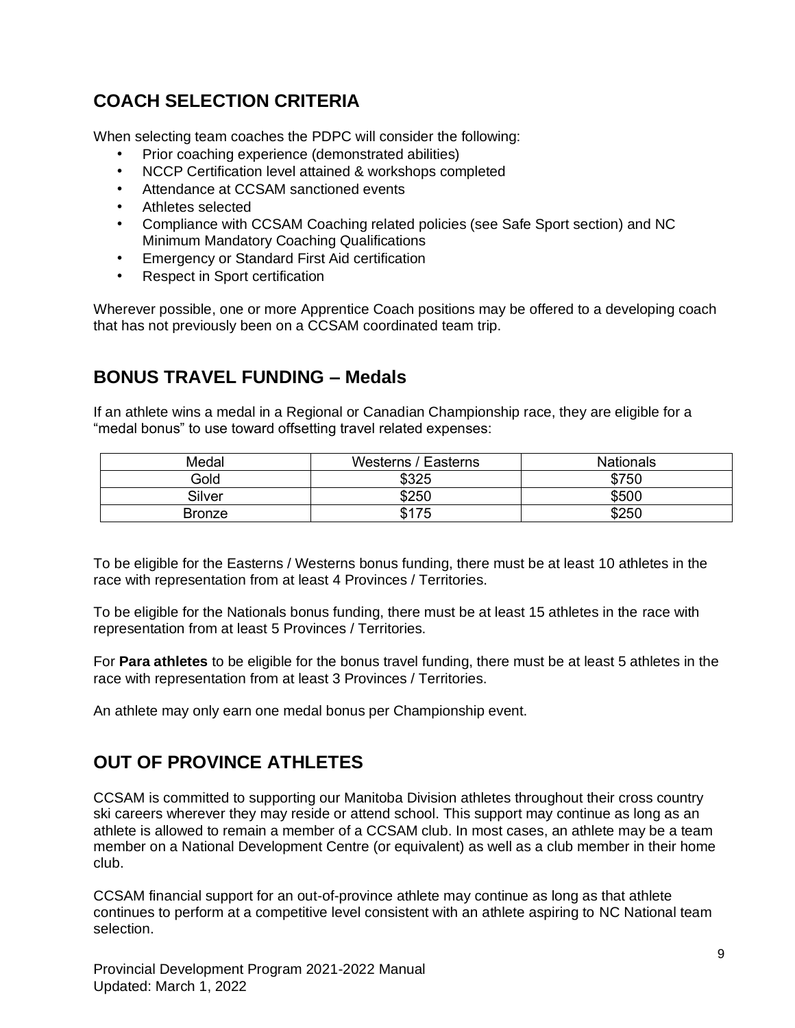## COACH SELECTION CRITERIA

When selecting team coaches the PDPC will consider the following:

- Prior coaching experience (demonstrated abilities)
- NCCP Certification level attained & workshops completed
- Attendance at CCSAM sanctioned events
- Athletes selected
- Compliance with CCSAM Coaching related policies (see Safe Sport section) and NC Minimum Mandatory Coaching Qualifications
- Emergency or Standard First Aid certification
- Respect in Sport certification

Wherever possible, one or more Apprentice Coach positions may be offered to a developing coach that has not previously been on a CCSAM coordinated team trip.

## BONUS TRAVEL FUNDING – Medals

If an athlete wins a medal in a Regional or Canadian Championship race, they are eligible for a "medal bonus" to use toward offsetting travel related expenses:

| Medal | Westerns / Easterns | Nationals |
|---|---|---|
| Gold | $325 | $750 |
| Silver | $250 | $500 |
| Bronze | $175 | $250 |

To be eligible for the Easterns / Westerns bonus funding, there must be at least 10 athletes in the race with representation from at least 4 Provinces / Territories.

To be eligible for the Nationals bonus funding, there must be at least 15 athletes in the race with representation from at least 5 Provinces / Territories.

For **Para athletes** to be eligible for the bonus travel funding, there must be at least 5 athletes in the race with representation from at least 3 Provinces / Territories.

An athlete may only earn one medal bonus per Championship event.

## OUT OF PROVINCE ATHLETES

CCSAM is committed to supporting our Manitoba Division athletes throughout their cross country ski careers wherever they may reside or attend school. This support may continue as long as an athlete is allowed to remain a member of a CCSAM club. In most cases, an athlete may be a team member on a National Development Centre (or equivalent) as well as a club member in their home club.

CCSAM financial support for an out-of-province athlete may continue as long as that athlete continues to perform at a competitive level consistent with an athlete aspiring to NC National team selection.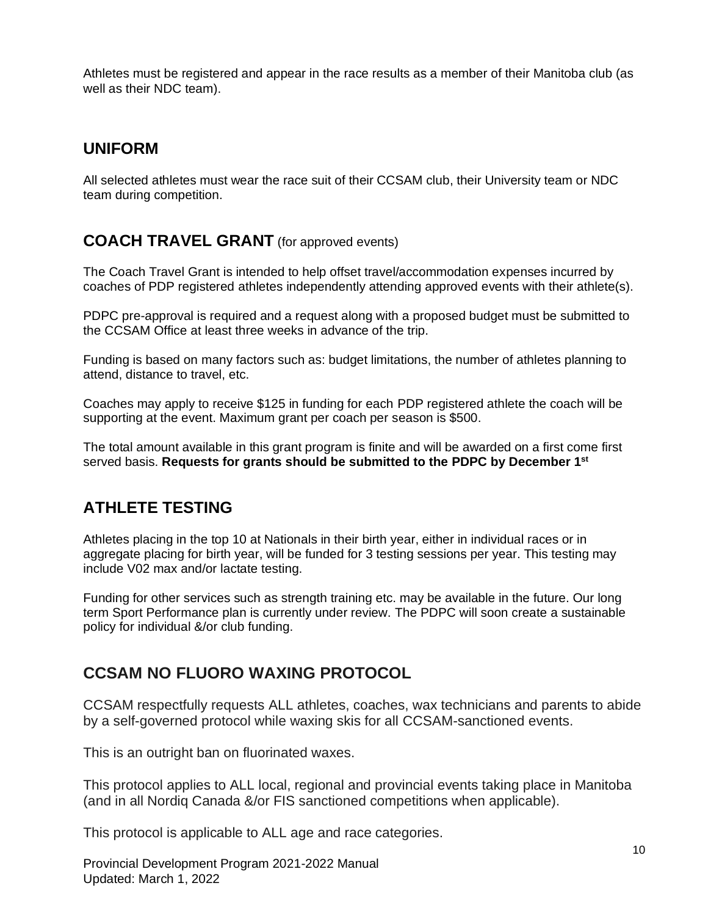Athletes must be registered and appear in the race results as a member of their Manitoba club (as well as their NDC team).

## UNIFORM

All selected athletes must wear the race suit of their CCSAM club, their University team or NDC team during competition.

## COACH TRAVEL GRANT (for approved events)

The Coach Travel Grant is intended to help offset travel/accommodation expenses incurred by coaches of PDP registered athletes independently attending approved events with their athlete(s).

PDPC pre-approval is required and a request along with a proposed budget must be submitted to the CCSAM Office at least three weeks in advance of the trip.

Funding is based on many factors such as: budget limitations, the number of athletes planning to attend, distance to travel, etc.

Coaches may apply to receive $125 in funding for each PDP registered athlete the coach will be supporting at the event. Maximum grant per coach per season is $500.

The total amount available in this grant program is finite and will be awarded on a first come first served basis. **Requests for grants should be submitted to the PDPC by December 1st**

## ATHLETE TESTING

Athletes placing in the top 10 at Nationals in their birth year, either in individual races or in aggregate placing for birth year, will be funded for 3 testing sessions per year. This testing may include V02 max and/or lactate testing.

Funding for other services such as strength training etc. may be available in the future. Our long term Sport Performance plan is currently under review. The PDPC will soon create a sustainable policy for individual &/or club funding.

## CCSAM NO FLUORO WAXING PROTOCOL

CCSAM respectfully requests ALL athletes, coaches, wax technicians and parents to abide by a self-governed protocol while waxing skis for all CCSAM-sanctioned events.

This is an outright ban on fluorinated waxes.

This protocol applies to ALL local, regional and provincial events taking place in Manitoba (and in all Nordiq Canada &/or FIS sanctioned competitions when applicable).

This protocol is applicable to ALL age and race categories.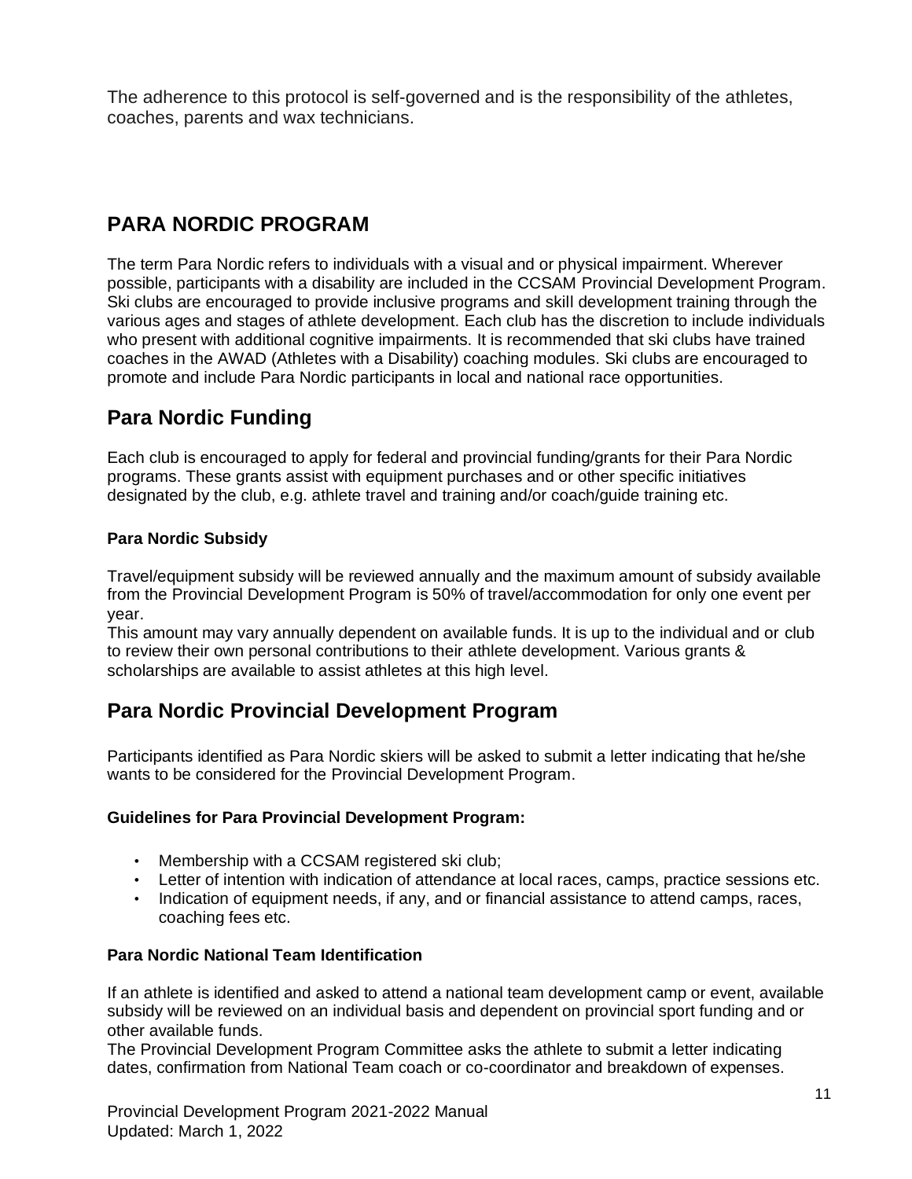The adherence to this protocol is self-governed and is the responsibility of the athletes, coaches, parents and wax technicians.

# PARA NORDIC PROGRAM

The term Para Nordic refers to individuals with a visual and or physical impairment. Wherever possible, participants with a disability are included in the CCSAM Provincial Development Program. Ski clubs are encouraged to provide inclusive programs and skill development training through the various ages and stages of athlete development. Each club has the discretion to include individuals who present with additional cognitive impairments. It is recommended that ski clubs have trained coaches in the AWAD (Athletes with a Disability) coaching modules. Ski clubs are encouraged to promote and include Para Nordic participants in local and national race opportunities.

## Para Nordic Funding

Each club is encouraged to apply for federal and provincial funding/grants for their Para Nordic programs. These grants assist with equipment purchases and or other specific initiatives designated by the club, e.g. athlete travel and training and/or coach/guide training etc.

### Para Nordic Subsidy

Travel/equipment subsidy will be reviewed annually and the maximum amount of subsidy available from the Provincial Development Program is 50% of travel/accommodation for only one event per year.
This amount may vary annually dependent on available funds. It is up to the individual and or club to review their own personal contributions to their athlete development. Various grants & scholarships are available to assist athletes at this high level.

## Para Nordic Provincial Development Program

Participants identified as Para Nordic skiers will be asked to submit a letter indicating that he/she wants to be considered for the Provincial Development Program.

### Guidelines for Para Provincial Development Program:

- Membership with a CCSAM registered ski club;
- Letter of intention with indication of attendance at local races, camps, practice sessions etc.
- Indication of equipment needs, if any, and or financial assistance to attend camps, races, coaching fees etc.

### Para Nordic National Team Identification

If an athlete is identified and asked to attend a national team development camp or event, available subsidy will be reviewed on an individual basis and dependent on provincial sport funding and or other available funds.
The Provincial Development Program Committee asks the athlete to submit a letter indicating dates, confirmation from National Team coach or co-coordinator and breakdown of expenses.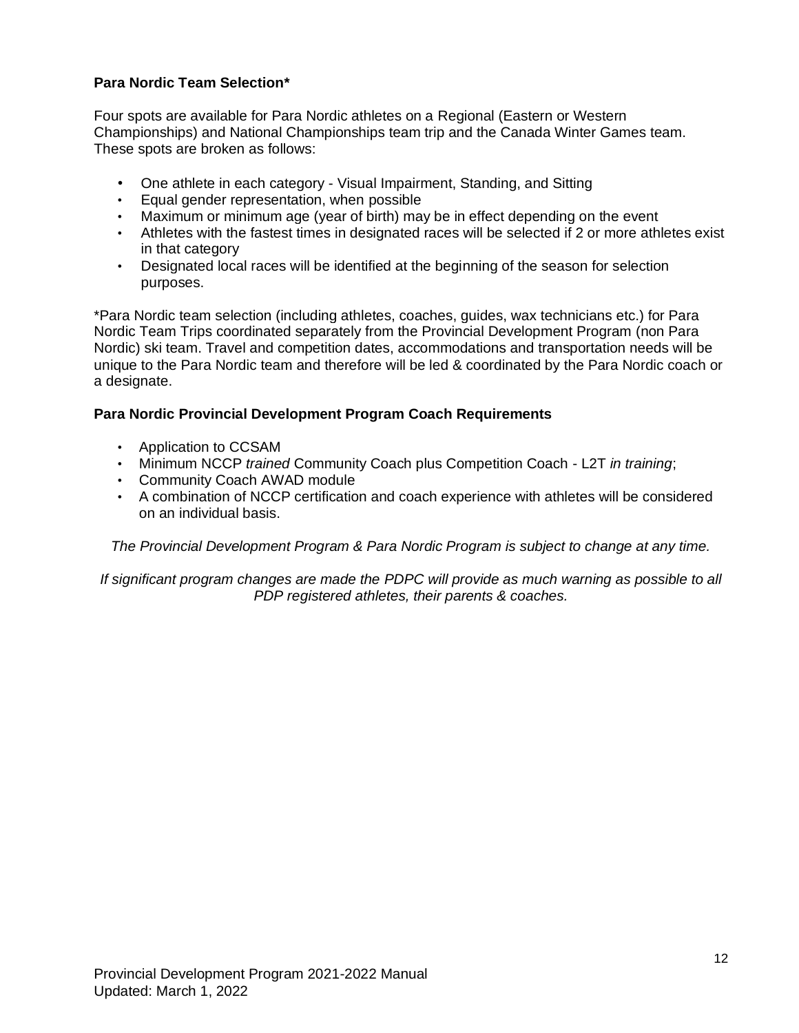**Para Nordic Team Selection***

Four spots are available for Para Nordic athletes on a Regional (Eastern or Western Championships) and National Championships team trip and the Canada Winter Games team. These spots are broken as follows:

- One athlete in each category - Visual Impairment, Standing, and Sitting
- Equal gender representation, when possible
- Maximum or minimum age (year of birth) may be in effect depending on the event
- Athletes with the fastest times in designated races will be selected if 2 or more athletes exist in that category
- Designated local races will be identified at the beginning of the season for selection purposes.

*Para Nordic team selection (including athletes, coaches, guides, wax technicians etc.) for Para Nordic Team Trips coordinated separately from the Provincial Development Program (non Para Nordic) ski team. Travel and competition dates, accommodations and transportation needs will be unique to the Para Nordic team and therefore will be led & coordinated by the Para Nordic coach or a designate.

**Para Nordic Provincial Development Program Coach Requirements**

- Application to CCSAM
- Minimum NCCP *trained* Community Coach plus Competition Coach - L2T *in training*;
- Community Coach AWAD module
- A combination of NCCP certification and coach experience with athletes will be considered on an individual basis.

*The Provincial Development Program & Para Nordic Program is subject to change at any time.*

*If significant program changes are made the PDPC will provide as much warning as possible to all PDP registered athletes, their parents & coaches.*